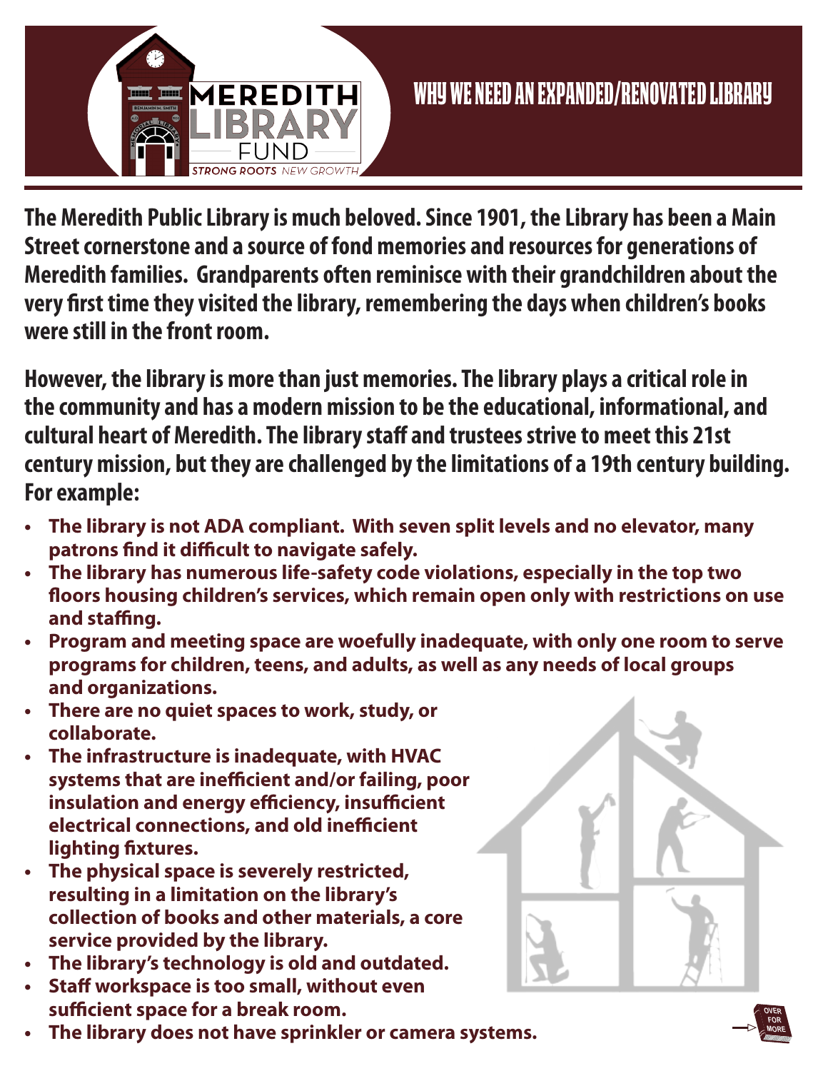MEREDITH LIBRARY FUND

*STRONG ROOTS NEW GROWTH*

# WHY WE NEED AN EXPANDED/RENOVATED LIBRARY

**The Meredith Public Library is much beloved. Since 1901, the Library has been a Main Street cornerstone and a source of fond memories and resources for generations of Meredith families. Grandparents often reminisce with their grandchildren about the very first time they visited the library, remembering the days when children's books were still in the front room.**

**However, the library is more than just memories. The library plays a critical role in the community and has a modern mission to be the educational, informational, and cultural heart of Meredith. The library staff and trustees strive to meet this 21st century mission, but they are challenged by the limitations of a 19th century building. For example:**

- **The library is not ADA compliant. With seven split levels and no elevator, many patrons find it difficult to navigate safely.**
- **The library has numerous life-safety code violations, especially in the top two floors housing children's services, which remain open only with restrictions on use and staffing.**
- **Program and meeting space are woefully inadequate, with only one room to serve programs for children, teens, and adults, as well as any needs of local groups and organizations.**
- **There are no quiet spaces to work, study, or collaborate.**
- **The infrastructure is inadequate, with HVAC systems that are inefficient and/or failing, poor insulation and energy efficiency, insufficient electrical connections, and old inefficient lighting fixtures.**
- **The physical space is severely restricted, resulting in a limitation on the library's collection of books and other materials, a core service provided by the library.**
- **The library's technology is old and outdated.**
- **Staff workspace is too small, without even sufficient space for a break room.**
- **The library does not have sprinkler or camera systems.**

OVER FOR MORE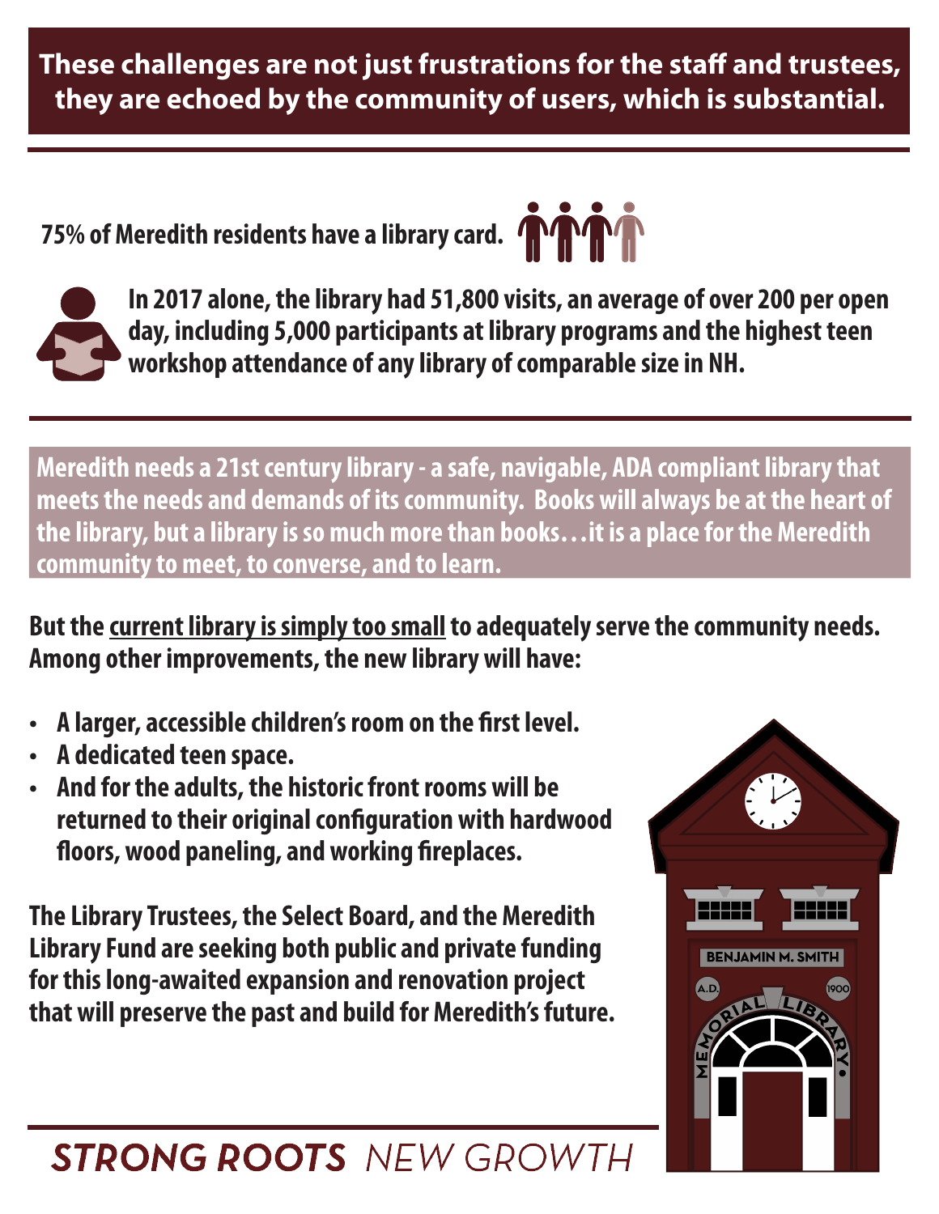**These challenges are not just frustrations for the staff and trustees, they are echoed by the community of users, which is substantial.**

**75% of Meredith residents have a library card.**

**In 2017 alone, the library had 51,800 visits, an average of over 200 per open day, including 5,000 participants at library programs and the highest teen workshop attendance of any library of comparable size in NH.**

**Meredith needs a 21st century library - a safe, navigable, ADA compliant library that meets the needs and demands of its community. Books will always be at the heart of the library, but a library is so much more than books…it is a place for the Meredith community to meet, to converse, and to learn.**

**But the current library is simply too small to adequately serve the community needs. Among other improvements, the new library will have:**

- **A larger, accessible children's room on the first level.**
- **A dedicated teen space.**
- **And for the adults, the historic front rooms will be returned to their original configuration with hardwood floors, wood paneling, and working fireplaces.**

**The Library Trustees, the Select Board, and the Meredith Library Fund are seeking both public and private funding for this long-awaited expansion and renovation project that will preserve the past and build for Meredith's future.**

BENJAMIN M. SMITH
A.D. 1900
MEMORIAL LIBRARY

**STRONG ROOTS** *NEW GROWTH*